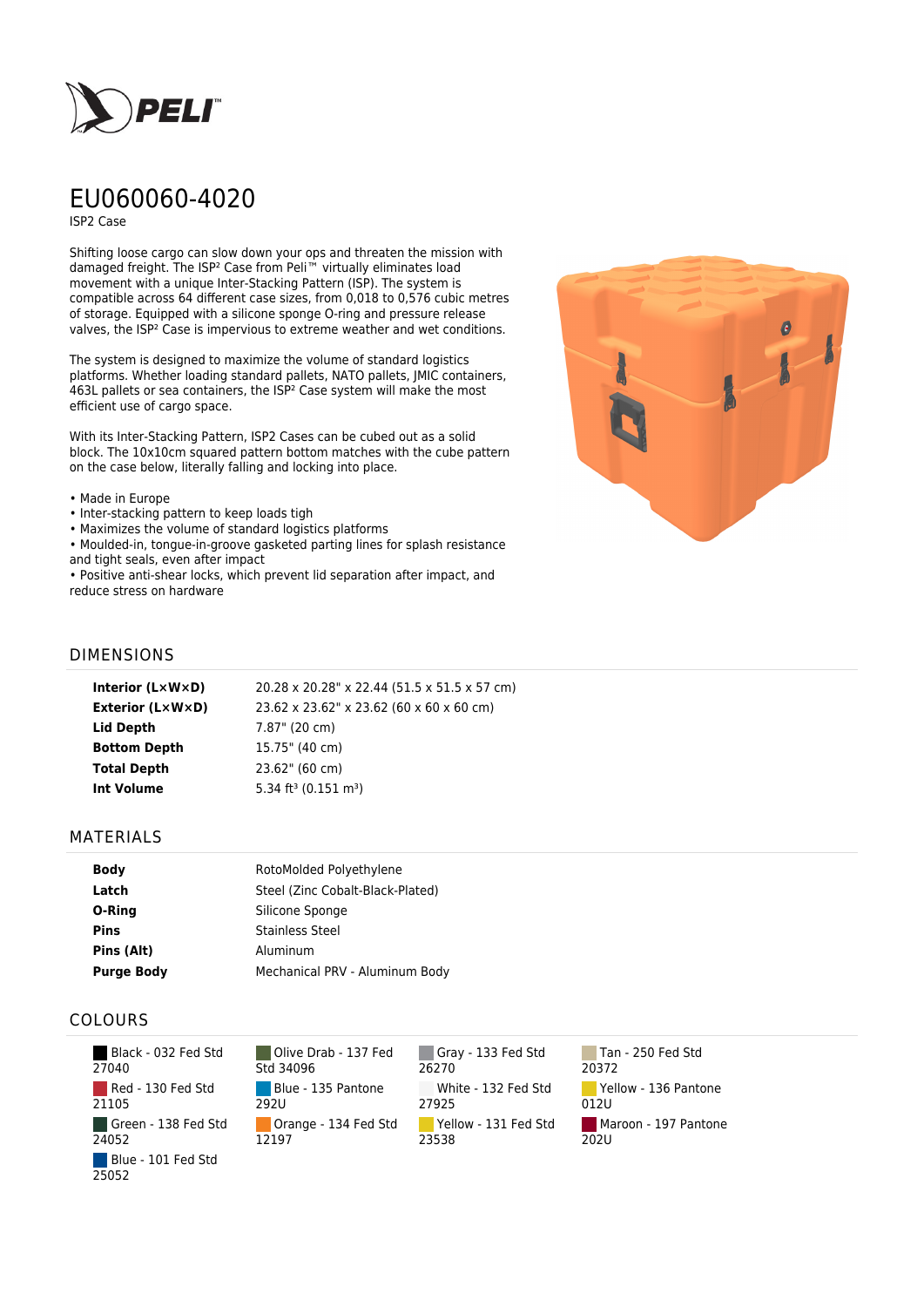# EU060060-4020

ISP2 Case

Shifting loose cargo can slow down your ops and threaten the mission with damaged freight. The ISP² Case from Peli™ virtually eliminates load movement with a unique Inter-Stacking Pattern (ISP). The system is compatible across 64 different case sizes, from 0,018 to 0,576 cubic metres of storage. Equipped with a silicone sponge O-ring and pressure release valves, the ISP² Case is impervious to extreme weather and wet conditions.

The system is designed to maximize the volume of standard logistics platforms. Whether loading standard pallets, NATO pallets, JMIC containers, 463L pallets or sea containers, the ISP² Case system will make the most efficient use of cargo space.

With its Inter-Stacking Pattern, ISP2 Cases can be cubed out as a solid block. The 10x10cm squared pattern bottom matches with the cube pattern on the case below, literally falling and locking into place.

- Made in Europe
- Inter-stacking pattern to keep loads tigh
- Maximizes the volume of standard logistics platforms
- Moulded-in, tongue-in-groove gasketed parting lines for splash resistance and tight seals, even after impact
- Positive anti-shear locks, which prevent lid separation after impact, and reduce stress on hardware

## DIMENSIONS

| | |
|---|---|
| **Interior (L×W×D)** | 20.28 x 20.28" x 22.44 (51.5 x 51.5 x 57 cm) |
| **Exterior (L×W×D)** | 23.62 x 23.62" x 23.62 (60 x 60 x 60 cm) |
| **Lid Depth** | 7.87" (20 cm) |
| **Bottom Depth** | 15.75" (40 cm) |
| **Total Depth** | 23.62" (60 cm) |
| **Int Volume** | 5.34 ft³ (0.151 m³) |

## MATERIALS

| | |
|---|---|
| **Body** | RotoMolded Polyethylene |
| **Latch** | Steel (Zinc Cobalt-Black-Plated) |
| **O-Ring** | Silicone Sponge |
| **Pins** | Stainless Steel |
| **Pins (Alt)** | Aluminum |
| **Purge Body** | Mechanical PRV - Aluminum Body |

## COLOURS

| | | | |
|---|---|---|---|
| Black - 032 Fed Std 27040 | Olive Drab - 137 Fed Std 34096 | Gray - 133 Fed Std 26270 | Tan - 250 Fed Std 20372 |
| Red - 130 Fed Std 21105 | Blue - 135 Pantone 292U | White - 132 Fed Std 27925 | Yellow - 136 Pantone 012U |
| Green - 138 Fed Std 24052 | Orange - 134 Fed Std 12197 | Yellow - 131 Fed Std 23538 | Maroon - 197 Pantone 202U |
| Blue - 101 Fed Std 25052 | | | |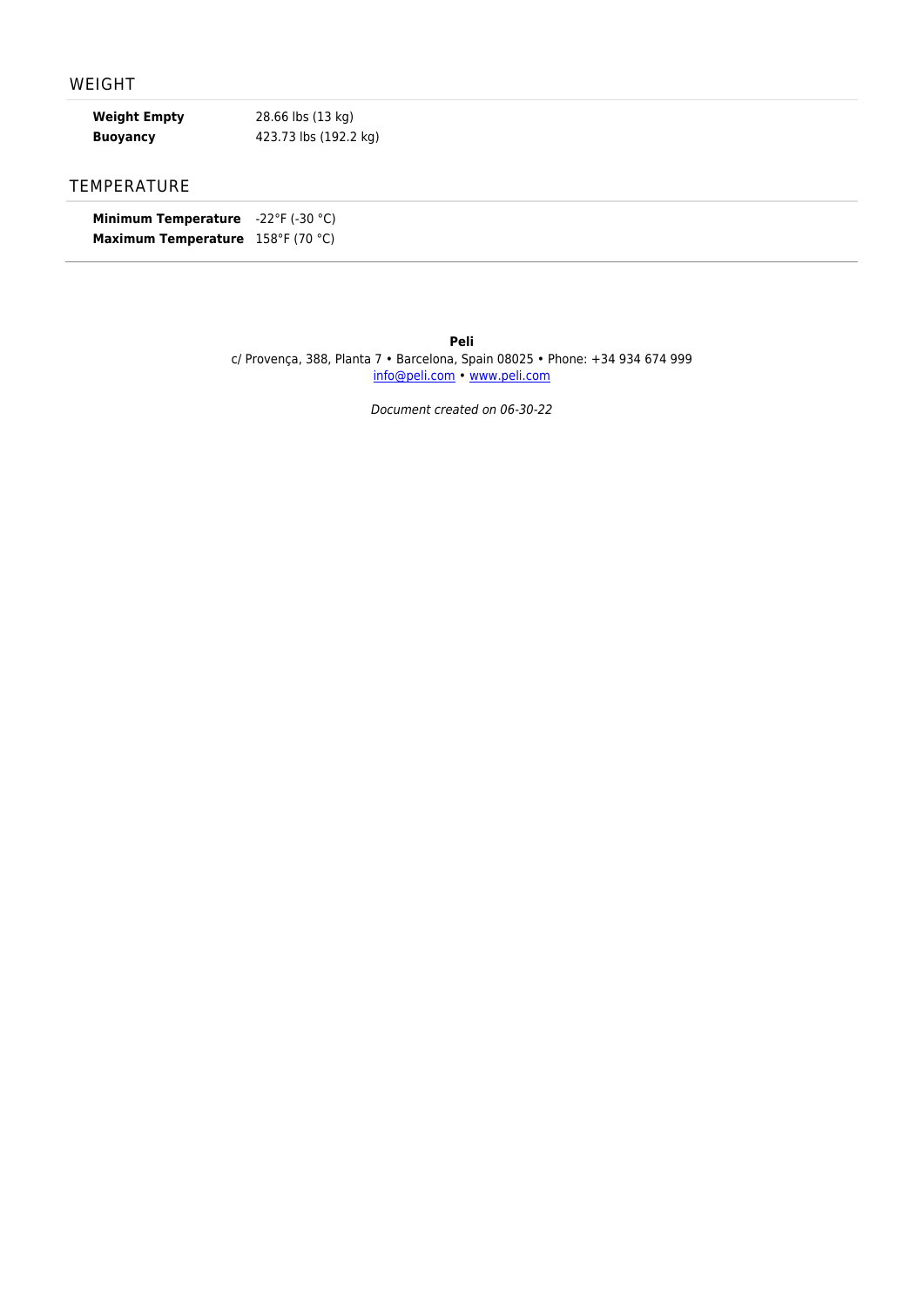## WEIGHT

| | |
|---|---|
| **Weight Empty** | 28.66 lbs (13 kg) |
| **Buoyancy** | 423.73 lbs (192.2 kg) |

## TEMPERATURE

| | |
|---|---|
| **Minimum Temperature** | -22°F (-30 °C) |
| **Maximum Temperature** | 158°F (70 °C) |

**Peli**
c/ Provença, 388, Planta 7 • Barcelona, Spain 08025 • Phone: +34 934 674 999
info@peli.com • www.peli.com

*Document created on 06-30-22*